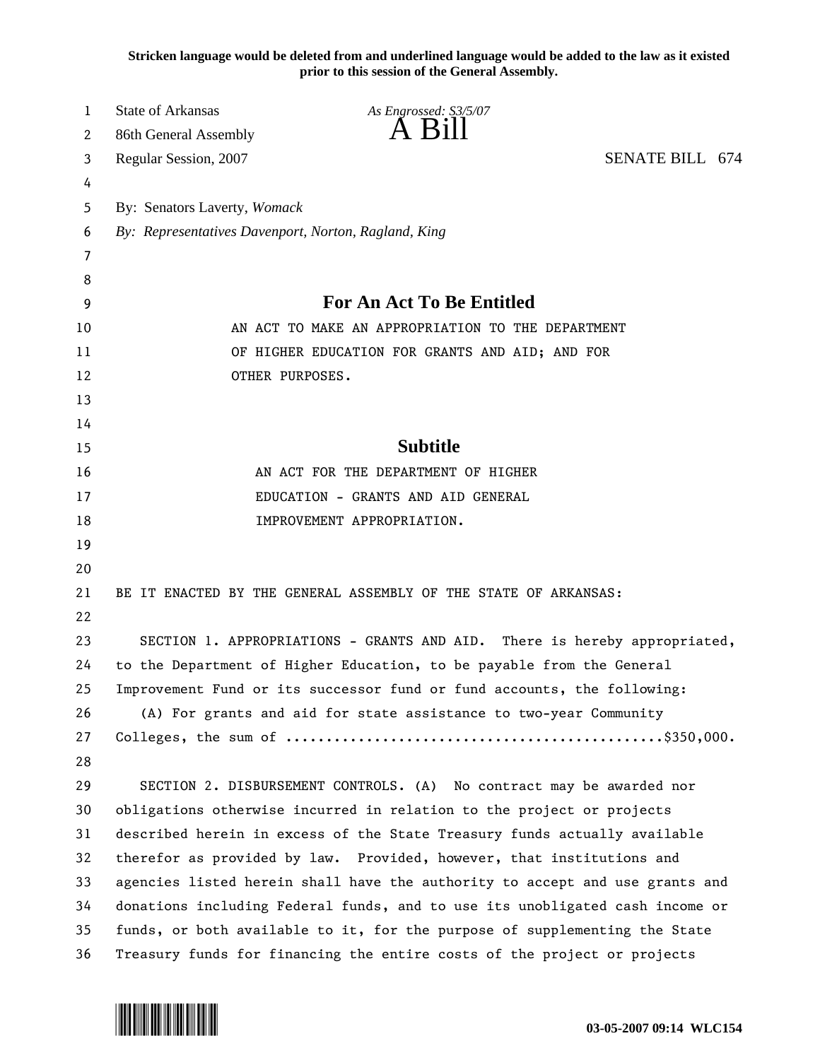**Stricken language would be deleted from and underlined language would be added to the law as it existed prior to this session of the General Assembly.**

State of Arkansas
86th General Assembly
Regular Session, 2007

*As Engrossed: S3/5/07*

# A Bill

SENATE BILL 674

By: Senators Laverty, *Womack*
*By: Representatives Davenport, Norton, Ragland, King*

## For An Act To Be Entitled

AN ACT TO MAKE AN APPROPRIATION TO THE DEPARTMENT OF HIGHER EDUCATION FOR GRANTS AND AID; AND FOR OTHER PURPOSES.

## Subtitle

AN ACT FOR THE DEPARTMENT OF HIGHER EDUCATION - GRANTS AND AID GENERAL IMPROVEMENT APPROPRIATION.

BE IT ENACTED BY THE GENERAL ASSEMBLY OF THE STATE OF ARKANSAS:

SECTION 1. APPROPRIATIONS - GRANTS AND AID. There is hereby appropriated, to the Department of Higher Education, to be payable from the General Improvement Fund or its successor fund or fund accounts, the following:

(A) For grants and aid for state assistance to two-year Community Colleges, the sum of ..............................................$350,000.

SECTION 2. DISBURSEMENT CONTROLS. (A) No contract may be awarded nor obligations otherwise incurred in relation to the project or projects described herein in excess of the State Treasury funds actually available therefor as provided by law. Provided, however, that institutions and agencies listed herein shall have the authority to accept and use grants and donations including Federal funds, and to use its unobligated cash income or funds, or both available to it, for the purpose of supplementing the State Treasury funds for financing the entire costs of the project or projects

03-05-2007 09:14 WLC154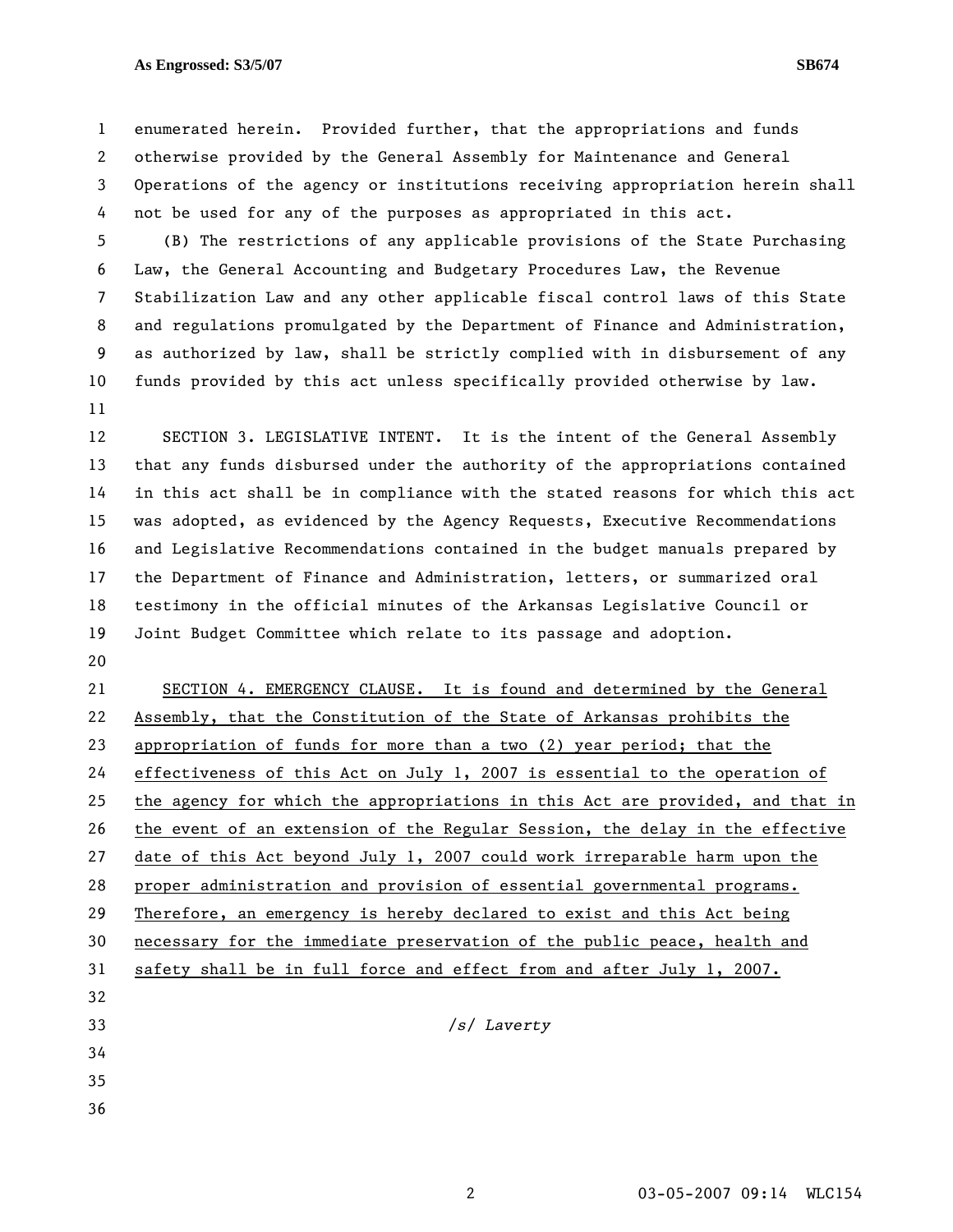enumerated herein. Provided further, that the appropriations and funds otherwise provided by the General Assembly for Maintenance and General Operations of the agency or institutions receiving appropriation herein shall not be used for any of the purposes as appropriated in this act.

(B) The restrictions of any applicable provisions of the State Purchasing Law, the General Accounting and Budgetary Procedures Law, the Revenue Stabilization Law and any other applicable fiscal control laws of this State and regulations promulgated by the Department of Finance and Administration, as authorized by law, shall be strictly complied with in disbursement of any funds provided by this act unless specifically provided otherwise by law.

SECTION 3. LEGISLATIVE INTENT. It is the intent of the General Assembly that any funds disbursed under the authority of the appropriations contained in this act shall be in compliance with the stated reasons for which this act was adopted, as evidenced by the Agency Requests, Executive Recommendations and Legislative Recommendations contained in the budget manuals prepared by the Department of Finance and Administration, letters, or summarized oral testimony in the official minutes of the Arkansas Legislative Council or Joint Budget Committee which relate to its passage and adoption.

SECTION 4. EMERGENCY CLAUSE. It is found and determined by the General Assembly, that the Constitution of the State of Arkansas prohibits the appropriation of funds for more than a two (2) year period; that the effectiveness of this Act on July 1, 2007 is essential to the operation of the agency for which the appropriations in this Act are provided, and that in the event of an extension of the Regular Session, the delay in the effective date of this Act beyond July 1, 2007 could work irreparable harm upon the proper administration and provision of essential governmental programs. Therefore, an emergency is hereby declared to exist and this Act being necessary for the immediate preservation of the public peace, health and safety shall be in full force and effect from and after July 1, 2007.

*/s/ Laverty*